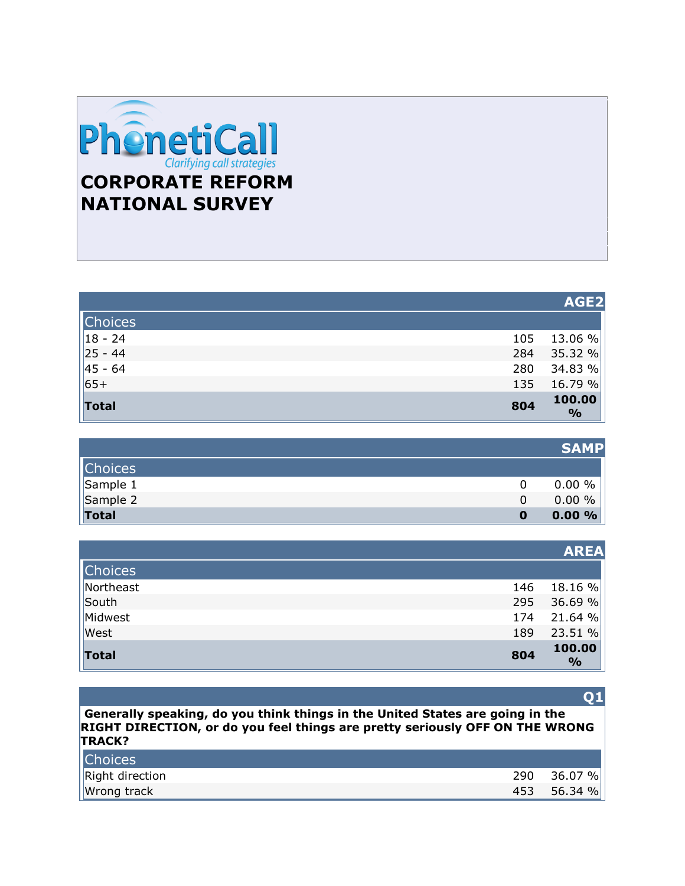PhonetiCall

Clarifying call strategies

# CORPORATE REFORM NATIONAL SURVEY

## AGE2

| Choices | | |
|---|---|---|
| 18 - 24 | 105 | 13.06 % |
| 25 - 44 | 284 | 35.32 % |
| 45 - 64 | 280 | 34.83 % |
| 65+ | 135 | 16.79 % |
| **Total** | **804** | **100.00 %** |

## SAMP

| Choices | | |
|---|---|---|
| Sample 1 | 0 | 0.00 % |
| Sample 2 | 0 | 0.00 % |
| **Total** | **0** | **0.00 %** |

## AREA

| Choices | | |
|---|---|---|
| Northeast | 146 | 18.16 % |
| South | 295 | 36.69 % |
| Midwest | 174 | 21.64 % |
| West | 189 | 23.51 % |
| **Total** | **804** | **100.00 %** |

## Q1

**Generally speaking, do you think things in the United States are going in the RIGHT DIRECTION, or do you feel things are pretty seriously OFF ON THE WRONG TRACK?**

| Choices | | |
|---|---|---|
| Right direction | 290 | 36.07 % |
| Wrong track | 453 | 56.34 % |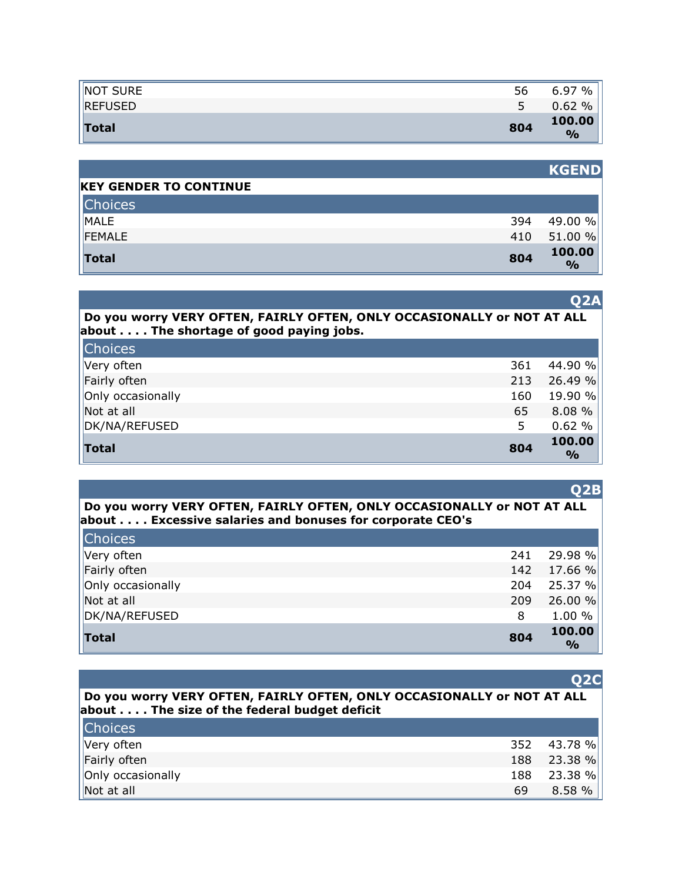| | | |
|---|---|---|
| NOT SURE | 56 | 6.97 % |
| REFUSED | 5 | 0.62 % |
| **Total** | **804** | **100.00 %** |

## KGEND

**KEY GENDER TO CONTINUE**

| Choices | | |
|---|---|---|
| MALE | 394 | 49.00 % |
| FEMALE | 410 | 51.00 % |
| **Total** | **804** | **100.00 %** |

## Q2A

**Do you worry VERY OFTEN, FAIRLY OFTEN, ONLY OCCASIONALLY or NOT AT ALL about . . . . The shortage of good paying jobs.**

| Choices | | |
|---|---|---|
| Very often | 361 | 44.90 % |
| Fairly often | 213 | 26.49 % |
| Only occasionally | 160 | 19.90 % |
| Not at all | 65 | 8.08 % |
| DK/NA/REFUSED | 5 | 0.62 % |
| **Total** | **804** | **100.00 %** |

## Q2B

**Do you worry VERY OFTEN, FAIRLY OFTEN, ONLY OCCASIONALLY or NOT AT ALL about . . . . Excessive salaries and bonuses for corporate CEO's**

| Choices | | |
|---|---|---|
| Very often | 241 | 29.98 % |
| Fairly often | 142 | 17.66 % |
| Only occasionally | 204 | 25.37 % |
| Not at all | 209 | 26.00 % |
| DK/NA/REFUSED | 8 | 1.00 % |
| **Total** | **804** | **100.00 %** |

## Q2C

**Do you worry VERY OFTEN, FAIRLY OFTEN, ONLY OCCASIONALLY or NOT AT ALL about . . . . The size of the federal budget deficit**

| Choices | | |
|---|---|---|
| Very often | 352 | 43.78 % |
| Fairly often | 188 | 23.38 % |
| Only occasionally | 188 | 23.38 % |
| Not at all | 69 | 8.58 % |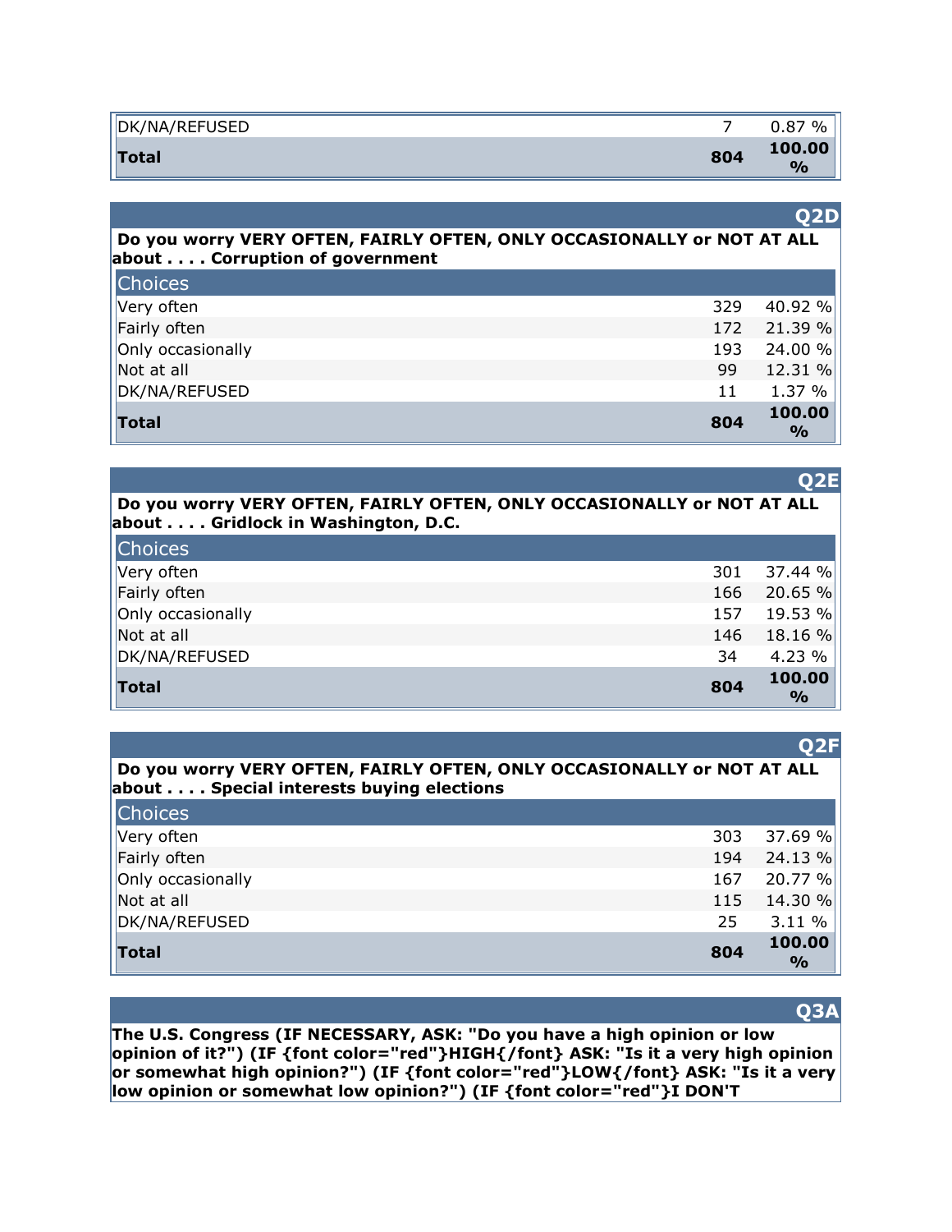| | | |
|---|---|---|
| DK/NA/REFUSED | 7 | 0.87 % |
| **Total** | **804** | **100.00 %** |

## Q2D

**Do you worry VERY OFTEN, FAIRLY OFTEN, ONLY OCCASIONALLY or NOT AT ALL about . . . . Corruption of government**

| Choices | | |
|---|---|---|
| Very often | 329 | 40.92 % |
| Fairly often | 172 | 21.39 % |
| Only occasionally | 193 | 24.00 % |
| Not at all | 99 | 12.31 % |
| DK/NA/REFUSED | 11 | 1.37 % |
| **Total** | **804** | **100.00 %** |

## Q2E

**Do you worry VERY OFTEN, FAIRLY OFTEN, ONLY OCCASIONALLY or NOT AT ALL about . . . . Gridlock in Washington, D.C.**

| Choices | | |
|---|---|---|
| Very often | 301 | 37.44 % |
| Fairly often | 166 | 20.65 % |
| Only occasionally | 157 | 19.53 % |
| Not at all | 146 | 18.16 % |
| DK/NA/REFUSED | 34 | 4.23 % |
| **Total** | **804** | **100.00 %** |

## Q2F

**Do you worry VERY OFTEN, FAIRLY OFTEN, ONLY OCCASIONALLY or NOT AT ALL about . . . . Special interests buying elections**

| Choices | | |
|---|---|---|
| Very often | 303 | 37.69 % |
| Fairly often | 194 | 24.13 % |
| Only occasionally | 167 | 20.77 % |
| Not at all | 115 | 14.30 % |
| DK/NA/REFUSED | 25 | 3.11 % |
| **Total** | **804** | **100.00 %** |

## Q3A

**The U.S. Congress (IF NECESSARY, ASK: "Do you have a high opinion or low opinion of it?") (IF {font color="red"}HIGH{/font} ASK: "Is it a very high opinion or somewhat high opinion?") (IF {font color="red"}LOW{/font} ASK: "Is it a very low opinion or somewhat low opinion?") (IF {font color="red"}I DON'T**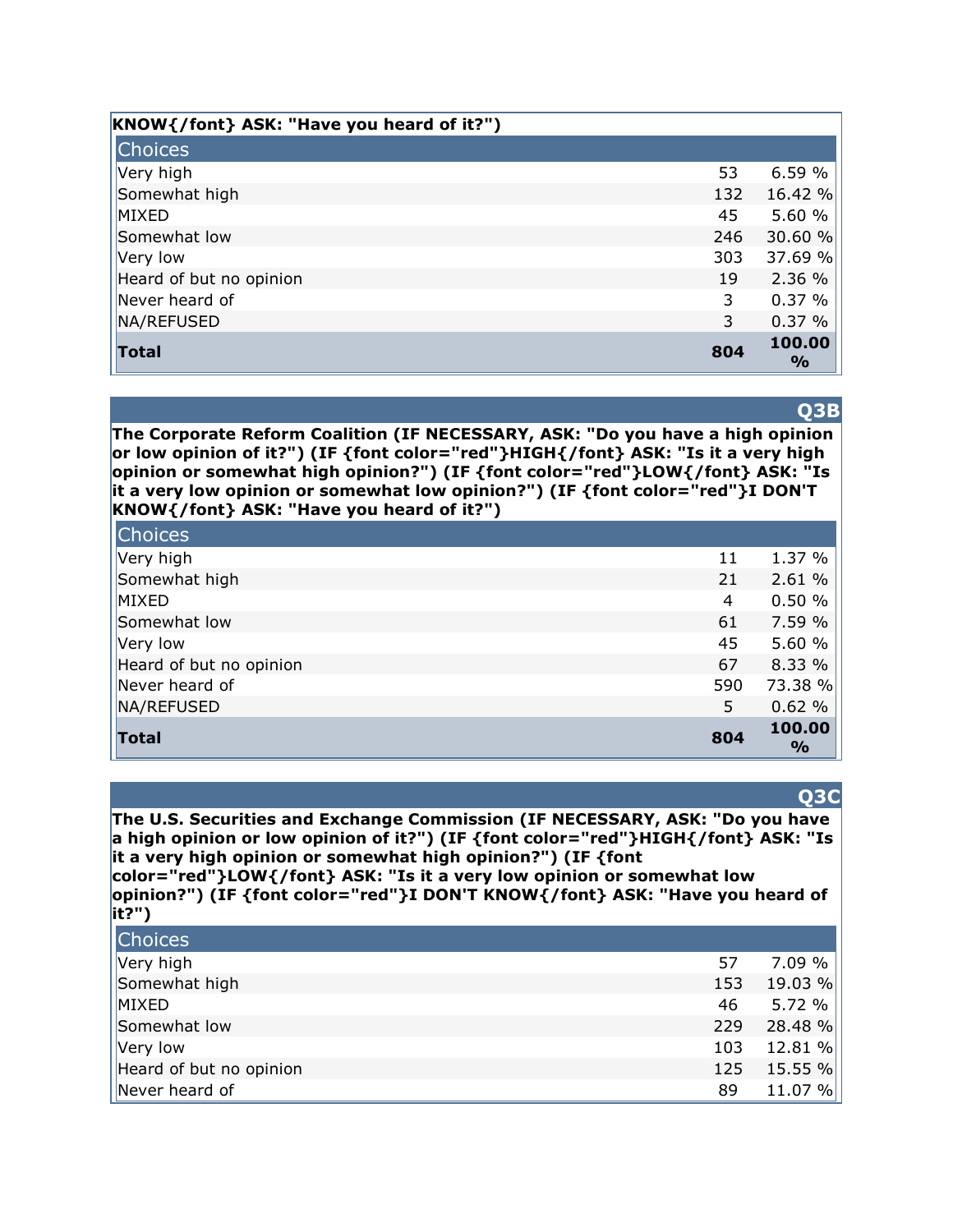**KNOW{/font} ASK: "Have you heard of it?")**

| Choices | | |
|---|---|---|
| Very high | 53 | 6.59 % |
| Somewhat high | 132 | 16.42 % |
| MIXED | 45 | 5.60 % |
| Somewhat low | 246 | 30.60 % |
| Very low | 303 | 37.69 % |
| Heard of but no opinion | 19 | 2.36 % |
| Never heard of | 3 | 0.37 % |
| NA/REFUSED | 3 | 0.37 % |
| **Total** | **804** | **100.00 %** |

## Q3B

**The Corporate Reform Coalition (IF NECESSARY, ASK: "Do you have a high opinion or low opinion of it?") (IF {font color="red"}HIGH{/font} ASK: "Is it a very high opinion or somewhat high opinion?") (IF {font color="red"}LOW{/font} ASK: "Is it a very low opinion or somewhat low opinion?") (IF {font color="red"}I DON'T KNOW{/font} ASK: "Have you heard of it?")**

| Choices | | |
|---|---|---|
| Very high | 11 | 1.37 % |
| Somewhat high | 21 | 2.61 % |
| MIXED | 4 | 0.50 % |
| Somewhat low | 61 | 7.59 % |
| Very low | 45 | 5.60 % |
| Heard of but no opinion | 67 | 8.33 % |
| Never heard of | 590 | 73.38 % |
| NA/REFUSED | 5 | 0.62 % |
| **Total** | **804** | **100.00 %** |

## Q3C

**The U.S. Securities and Exchange Commission (IF NECESSARY, ASK: "Do you have a high opinion or low opinion of it?") (IF {font color="red"}HIGH{/font} ASK: "Is it a very high opinion or somewhat high opinion?") (IF {font color="red"}LOW{/font} ASK: "Is it a very low opinion or somewhat low opinion?") (IF {font color="red"}I DON'T KNOW{/font} ASK: "Have you heard of it?")**

| Choices | | |
|---|---|---|
| Very high | 57 | 7.09 % |
| Somewhat high | 153 | 19.03 % |
| MIXED | 46 | 5.72 % |
| Somewhat low | 229 | 28.48 % |
| Very low | 103 | 12.81 % |
| Heard of but no opinion | 125 | 15.55 % |
| Never heard of | 89 | 11.07 % |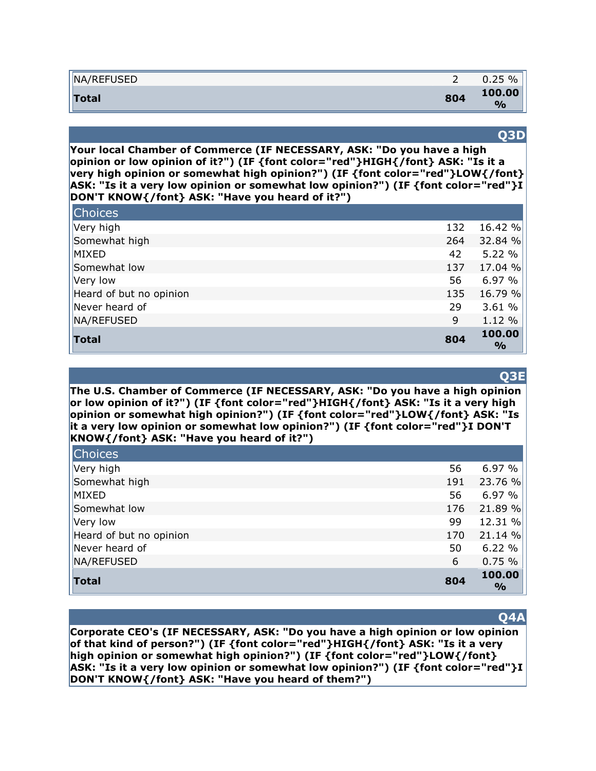| | | |
|---|---|---|
| NA/REFUSED | 2 | 0.25 % |
| **Total** | **804** | **100.00 %** |

## Q3D

**Your local Chamber of Commerce (IF NECESSARY, ASK: "Do you have a high opinion or low opinion of it?") (IF {font color="red"}HIGH{/font} ASK: "Is it a very high opinion or somewhat high opinion?") (IF {font color="red"}LOW{/font} ASK: "Is it a very low opinion or somewhat low opinion?") (IF {font color="red"}I DON'T KNOW{/font} ASK: "Have you heard of it?")**

| Choices | | |
|---|---|---|
| Very high | 132 | 16.42 % |
| Somewhat high | 264 | 32.84 % |
| MIXED | 42 | 5.22 % |
| Somewhat low | 137 | 17.04 % |
| Very low | 56 | 6.97 % |
| Heard of but no opinion | 135 | 16.79 % |
| Never heard of | 29 | 3.61 % |
| NA/REFUSED | 9 | 1.12 % |
| **Total** | **804** | **100.00 %** |

## Q3E

**The U.S. Chamber of Commerce (IF NECESSARY, ASK: "Do you have a high opinion or low opinion of it?") (IF {font color="red"}HIGH{/font} ASK: "Is it a very high opinion or somewhat high opinion?") (IF {font color="red"}LOW{/font} ASK: "Is it a very low opinion or somewhat low opinion?") (IF {font color="red"}I DON'T KNOW{/font} ASK: "Have you heard of it?")**

| Choices | | |
|---|---|---|
| Very high | 56 | 6.97 % |
| Somewhat high | 191 | 23.76 % |
| MIXED | 56 | 6.97 % |
| Somewhat low | 176 | 21.89 % |
| Very low | 99 | 12.31 % |
| Heard of but no opinion | 170 | 21.14 % |
| Never heard of | 50 | 6.22 % |
| NA/REFUSED | 6 | 0.75 % |
| **Total** | **804** | **100.00 %** |

## Q4A

**Corporate CEO's (IF NECESSARY, ASK: "Do you have a high opinion or low opinion of that kind of person?") (IF {font color="red"}HIGH{/font} ASK: "Is it a very high opinion or somewhat high opinion?") (IF {font color="red"}LOW{/font} ASK: "Is it a very low opinion or somewhat low opinion?") (IF {font color="red"}I DON'T KNOW{/font} ASK: "Have you heard of them?")**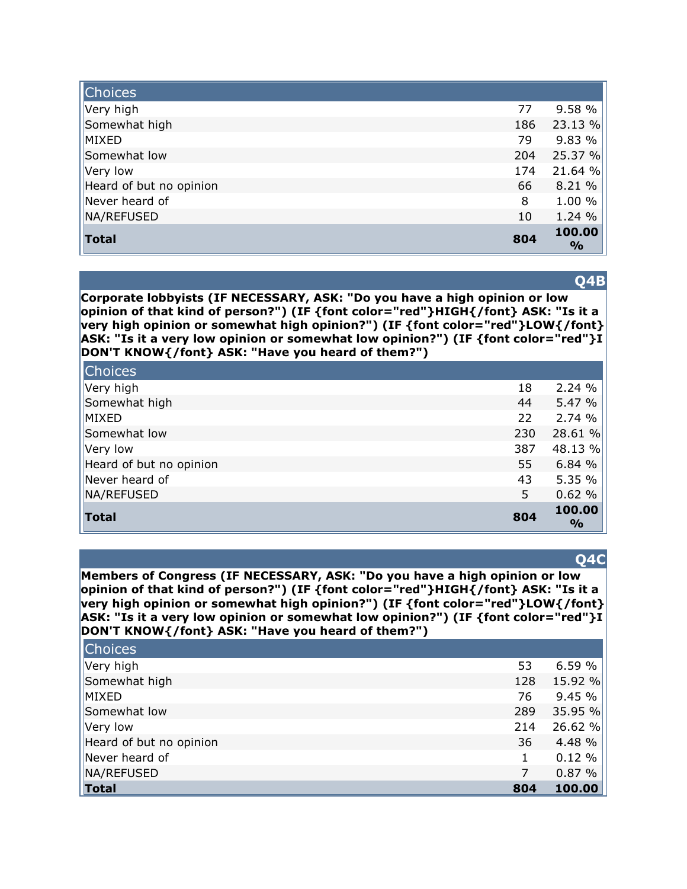| Choices | | |
|---|---|---|
| Very high | 77 | 9.58 % |
| Somewhat high | 186 | 23.13 % |
| MIXED | 79 | 9.83 % |
| Somewhat low | 204 | 25.37 % |
| Very low | 174 | 21.64 % |
| Heard of but no opinion | 66 | 8.21 % |
| Never heard of | 8 | 1.00 % |
| NA/REFUSED | 10 | 1.24 % |
| **Total** | **804** | **100.00 %** |

## Q4B

**Corporate lobbyists (IF NECESSARY, ASK: "Do you have a high opinion or low opinion of that kind of person?") (IF {font color="red"}HIGH{/font} ASK: "Is it a very high opinion or somewhat high opinion?") (IF {font color="red"}LOW{/font} ASK: "Is it a very low opinion or somewhat low opinion?") (IF {font color="red"}I DON'T KNOW{/font} ASK: "Have you heard of them?")**

| Choices | | |
|---|---|---|
| Very high | 18 | 2.24 % |
| Somewhat high | 44 | 5.47 % |
| MIXED | 22 | 2.74 % |
| Somewhat low | 230 | 28.61 % |
| Very low | 387 | 48.13 % |
| Heard of but no opinion | 55 | 6.84 % |
| Never heard of | 43 | 5.35 % |
| NA/REFUSED | 5 | 0.62 % |
| **Total** | **804** | **100.00 %** |

## Q4C

**Members of Congress (IF NECESSARY, ASK: "Do you have a high opinion or low opinion of that kind of person?") (IF {font color="red"}HIGH{/font} ASK: "Is it a very high opinion or somewhat high opinion?") (IF {font color="red"}LOW{/font} ASK: "Is it a very low opinion or somewhat low opinion?") (IF {font color="red"}I DON'T KNOW{/font} ASK: "Have you heard of them?")**

| Choices | | |
|---|---|---|
| Very high | 53 | 6.59 % |
| Somewhat high | 128 | 15.92 % |
| MIXED | 76 | 9.45 % |
| Somewhat low | 289 | 35.95 % |
| Very low | 214 | 26.62 % |
| Heard of but no opinion | 36 | 4.48 % |
| Never heard of | 1 | 0.12 % |
| NA/REFUSED | 7 | 0.87 % |
| **Total** | **804** | **100.00** |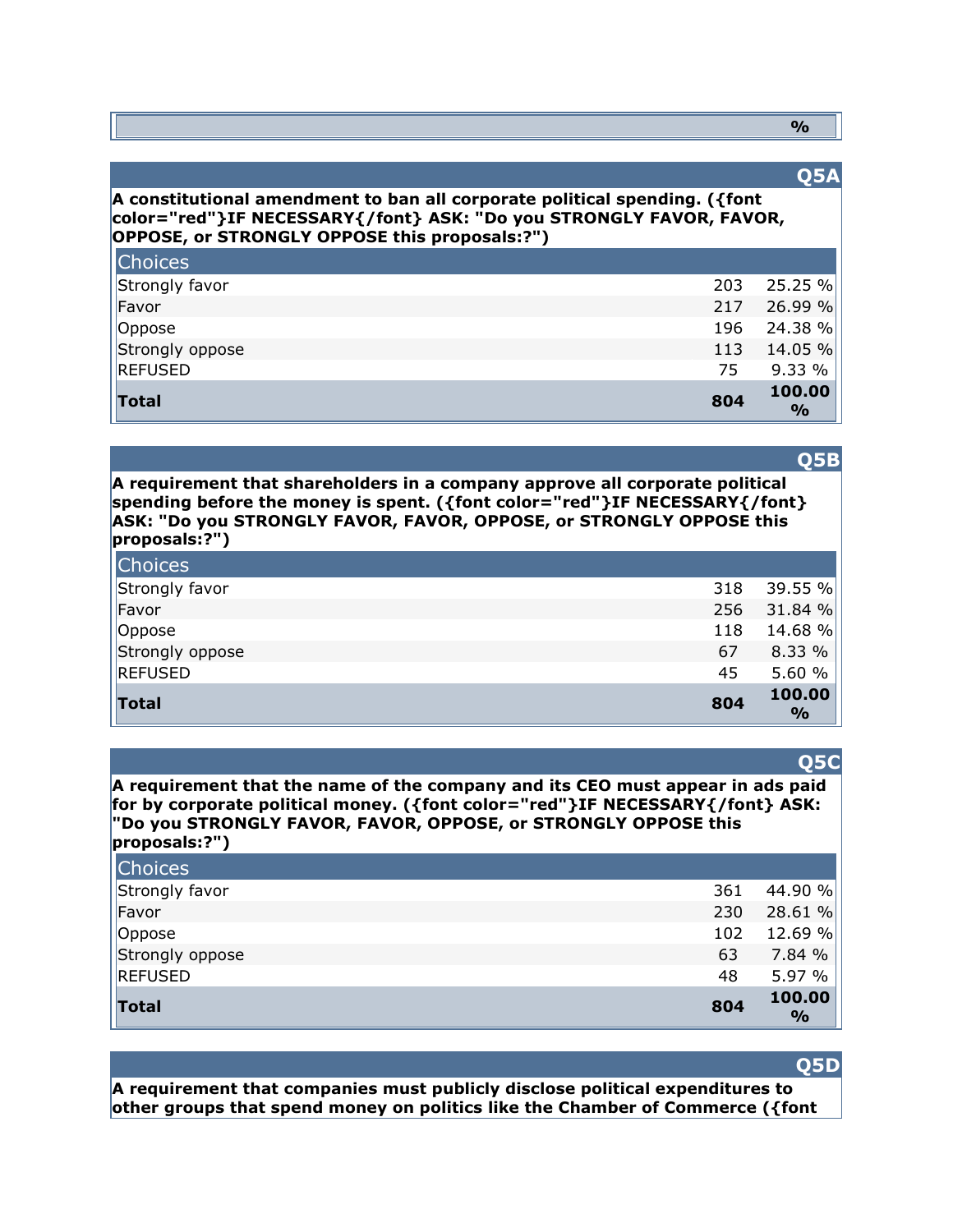| | % |
|---|---|

## Q5A

**A constitutional amendment to ban all corporate political spending. ({font color="red"}IF NECESSARY{/font} ASK: "Do you STRONGLY FAVOR, FAVOR, OPPOSE, or STRONGLY OPPOSE this proposals:?")**

| Choices | | |
|---|---|---|
| Strongly favor | 203 | 25.25 % |
| Favor | 217 | 26.99 % |
| Oppose | 196 | 24.38 % |
| Strongly oppose | 113 | 14.05 % |
| REFUSED | 75 | 9.33 % |
| **Total** | **804** | **100.00 %** |

## Q5B

**A requirement that shareholders in a company approve all corporate political spending before the money is spent. ({font color="red"}IF NECESSARY{/font} ASK: "Do you STRONGLY FAVOR, FAVOR, OPPOSE, or STRONGLY OPPOSE this proposals:?")**

| Choices | | |
|---|---|---|
| Strongly favor | 318 | 39.55 % |
| Favor | 256 | 31.84 % |
| Oppose | 118 | 14.68 % |
| Strongly oppose | 67 | 8.33 % |
| REFUSED | 45 | 5.60 % |
| **Total** | **804** | **100.00 %** |

## Q5C

**A requirement that the name of the company and its CEO must appear in ads paid for by corporate political money. ({font color="red"}IF NECESSARY{/font} ASK: "Do you STRONGLY FAVOR, FAVOR, OPPOSE, or STRONGLY OPPOSE this proposals:?")**

| Choices | | |
|---|---|---|
| Strongly favor | 361 | 44.90 % |
| Favor | 230 | 28.61 % |
| Oppose | 102 | 12.69 % |
| Strongly oppose | 63 | 7.84 % |
| REFUSED | 48 | 5.97 % |
| **Total** | **804** | **100.00 %** |

## Q5D

**A requirement that companies must publicly disclose political expenditures to other groups that spend money on politics like the Chamber of Commerce ({font**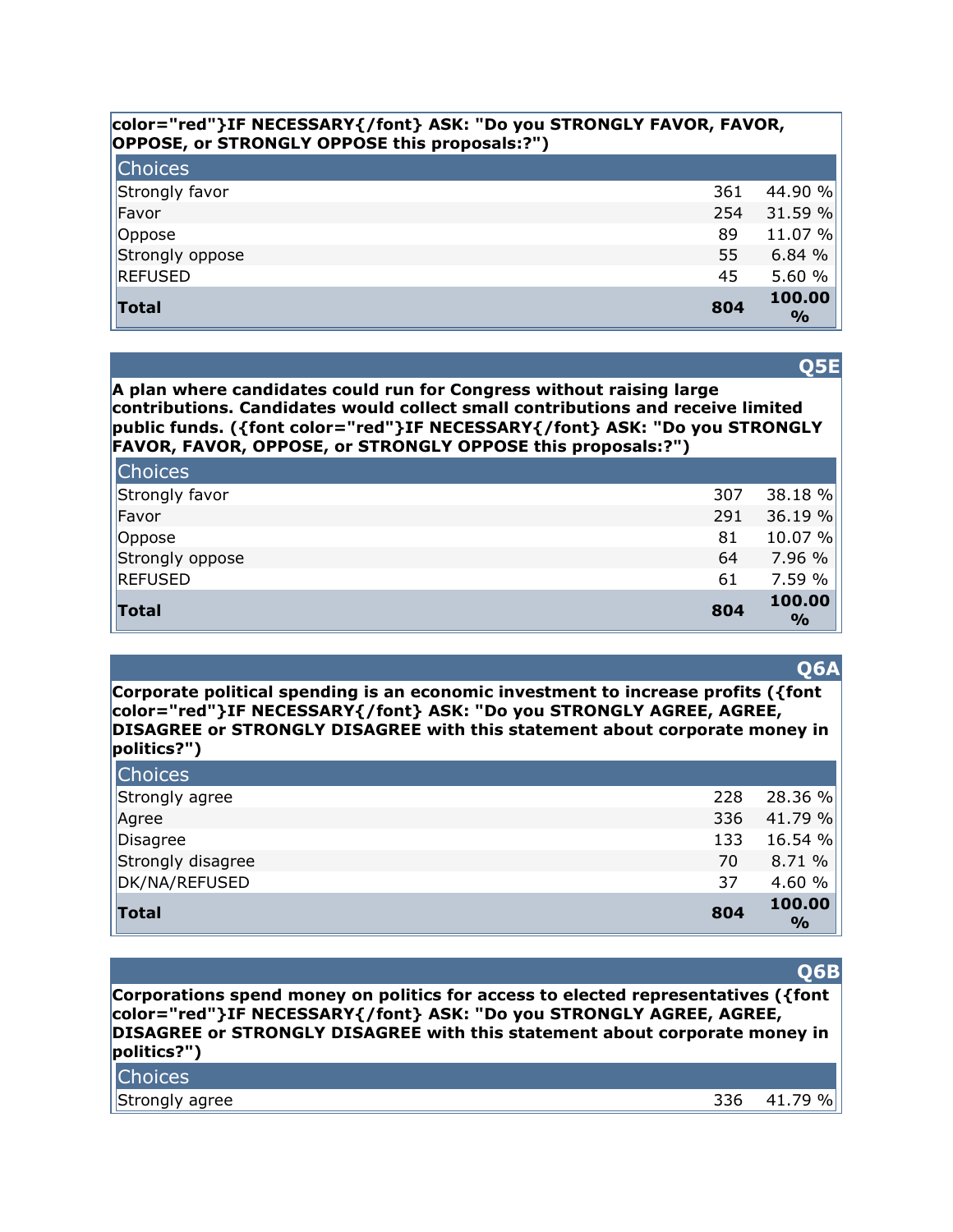**color="red"}IF NECESSARY{/font} ASK: "Do you STRONGLY FAVOR, FAVOR, OPPOSE, or STRONGLY OPPOSE this proposals:?")**

| Choices | | |
|---|---|---|
| Strongly favor | 361 | 44.90 % |
| Favor | 254 | 31.59 % |
| Oppose | 89 | 11.07 % |
| Strongly oppose | 55 | 6.84 % |
| REFUSED | 45 | 5.60 % |
| **Total** | **804** | **100.00 %** |

## Q5E

**A plan where candidates could run for Congress without raising large contributions. Candidates would collect small contributions and receive limited public funds. ({font color="red"}IF NECESSARY{/font} ASK: "Do you STRONGLY FAVOR, FAVOR, OPPOSE, or STRONGLY OPPOSE this proposals:?")**

| Choices | | |
|---|---|---|
| Strongly favor | 307 | 38.18 % |
| Favor | 291 | 36.19 % |
| Oppose | 81 | 10.07 % |
| Strongly oppose | 64 | 7.96 % |
| REFUSED | 61 | 7.59 % |
| **Total** | **804** | **100.00 %** |

## Q6A

**Corporate political spending is an economic investment to increase profits ({font color="red"}IF NECESSARY{/font} ASK: "Do you STRONGLY AGREE, AGREE, DISAGREE or STRONGLY DISAGREE with this statement about corporate money in politics?")**

| Choices | | |
|---|---|---|
| Strongly agree | 228 | 28.36 % |
| Agree | 336 | 41.79 % |
| Disagree | 133 | 16.54 % |
| Strongly disagree | 70 | 8.71 % |
| DK/NA/REFUSED | 37 | 4.60 % |
| **Total** | **804** | **100.00 %** |

## Q6B

**Corporations spend money on politics for access to elected representatives ({font color="red"}IF NECESSARY{/font} ASK: "Do you STRONGLY AGREE, AGREE, DISAGREE or STRONGLY DISAGREE with this statement about corporate money in politics?")**

| Choices | | |
|---|---|---|
| Strongly agree | 336 | 41.79 % |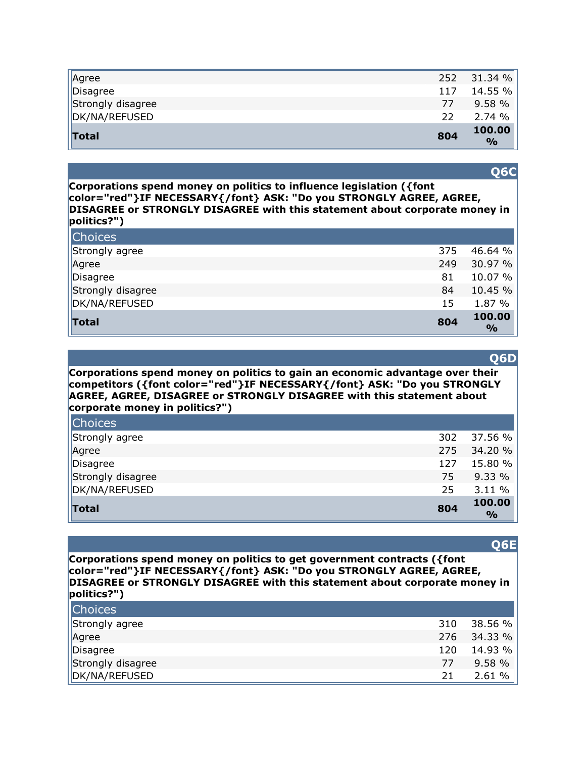| | | |
|---|---|---|
| Agree | 252 | 31.34 % |
| Disagree | 117 | 14.55 % |
| Strongly disagree | 77 | 9.58 % |
| DK/NA/REFUSED | 22 | 2.74 % |
| **Total** | **804** | **100.00 %** |

## Q6C

**Corporations spend money on politics to influence legislation ({font color="red"}IF NECESSARY{/font} ASK: "Do you STRONGLY AGREE, AGREE, DISAGREE or STRONGLY DISAGREE with this statement about corporate money in politics?")**

| Choices | | |
|---|---|---|
| Strongly agree | 375 | 46.64 % |
| Agree | 249 | 30.97 % |
| Disagree | 81 | 10.07 % |
| Strongly disagree | 84 | 10.45 % |
| DK/NA/REFUSED | 15 | 1.87 % |
| **Total** | **804** | **100.00 %** |

## Q6D

**Corporations spend money on politics to gain an economic advantage over their competitors ({font color="red"}IF NECESSARY{/font} ASK: "Do you STRONGLY AGREE, AGREE, DISAGREE or STRONGLY DISAGREE with this statement about corporate money in politics?")**

| Choices | | |
|---|---|---|
| Strongly agree | 302 | 37.56 % |
| Agree | 275 | 34.20 % |
| Disagree | 127 | 15.80 % |
| Strongly disagree | 75 | 9.33 % |
| DK/NA/REFUSED | 25 | 3.11 % |
| **Total** | **804** | **100.00 %** |

## Q6E

**Corporations spend money on politics to get government contracts ({font color="red"}IF NECESSARY{/font} ASK: "Do you STRONGLY AGREE, AGREE, DISAGREE or STRONGLY DISAGREE with this statement about corporate money in politics?")**

| Choices | | |
|---|---|---|
| Strongly agree | 310 | 38.56 % |
| Agree | 276 | 34.33 % |
| Disagree | 120 | 14.93 % |
| Strongly disagree | 77 | 9.58 % |
| DK/NA/REFUSED | 21 | 2.61 % |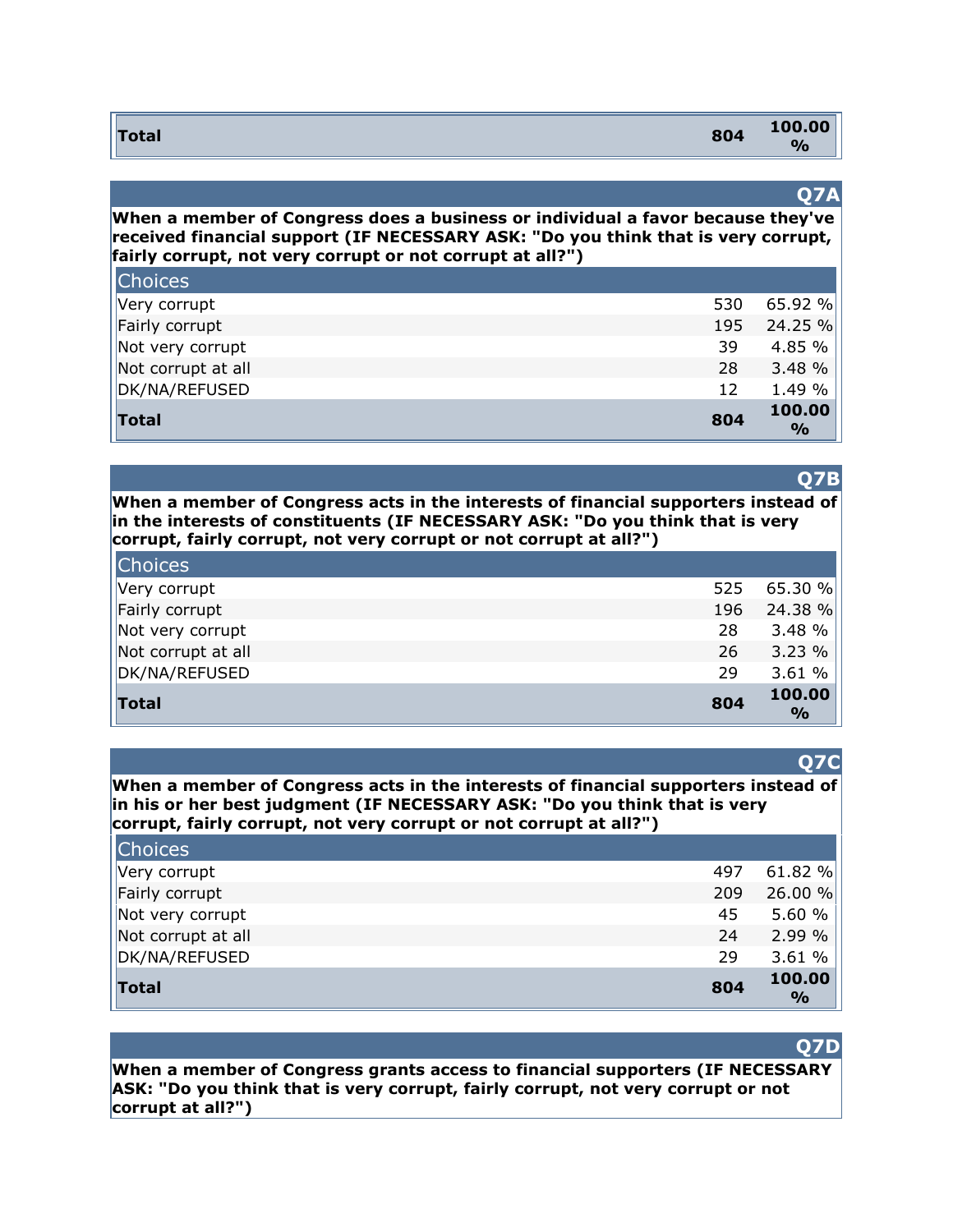| Total | 804 | 100.00 % |
|---|---|---|

## Q7A

**When a member of Congress does a business or individual a favor because they've received financial support (IF NECESSARY ASK: "Do you think that is very corrupt, fairly corrupt, not very corrupt or not corrupt at all?")**

| Choices | | |
|---|---|---|
| Very corrupt | 530 | 65.92 % |
| Fairly corrupt | 195 | 24.25 % |
| Not very corrupt | 39 | 4.85 % |
| Not corrupt at all | 28 | 3.48 % |
| DK/NA/REFUSED | 12 | 1.49 % |
| **Total** | **804** | **100.00 %** |

## Q7B

**When a member of Congress acts in the interests of financial supporters instead of in the interests of constituents (IF NECESSARY ASK: "Do you think that is very corrupt, fairly corrupt, not very corrupt or not corrupt at all?")**

| Choices | | |
|---|---|---|
| Very corrupt | 525 | 65.30 % |
| Fairly corrupt | 196 | 24.38 % |
| Not very corrupt | 28 | 3.48 % |
| Not corrupt at all | 26 | 3.23 % |
| DK/NA/REFUSED | 29 | 3.61 % |
| **Total** | **804** | **100.00 %** |

## Q7C

**When a member of Congress acts in the interests of financial supporters instead of in his or her best judgment (IF NECESSARY ASK: "Do you think that is very corrupt, fairly corrupt, not very corrupt or not corrupt at all?")**

| Choices | | |
|---|---|---|
| Very corrupt | 497 | 61.82 % |
| Fairly corrupt | 209 | 26.00 % |
| Not very corrupt | 45 | 5.60 % |
| Not corrupt at all | 24 | 2.99 % |
| DK/NA/REFUSED | 29 | 3.61 % |
| **Total** | **804** | **100.00 %** |

## Q7D

**When a member of Congress grants access to financial supporters (IF NECESSARY ASK: "Do you think that is very corrupt, fairly corrupt, not very corrupt or not corrupt at all?")**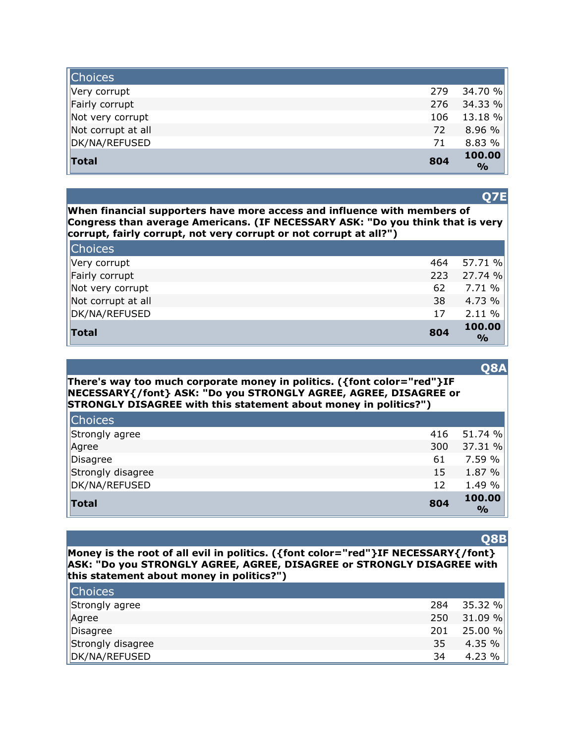| Choices | | |
|---|---|---|
| Very corrupt | 279 | 34.70 % |
| Fairly corrupt | 276 | 34.33 % |
| Not very corrupt | 106 | 13.18 % |
| Not corrupt at all | 72 | 8.96 % |
| DK/NA/REFUSED | 71 | 8.83 % |
| **Total** | **804** | **100.00 %** |

## Q7E

**When financial supporters have more access and influence with members of Congress than average Americans. (IF NECESSARY ASK: "Do you think that is very corrupt, fairly corrupt, not very corrupt or not corrupt at all?")**

| Choices | | |
|---|---|---|
| Very corrupt | 464 | 57.71 % |
| Fairly corrupt | 223 | 27.74 % |
| Not very corrupt | 62 | 7.71 % |
| Not corrupt at all | 38 | 4.73 % |
| DK/NA/REFUSED | 17 | 2.11 % |
| **Total** | **804** | **100.00 %** |

## Q8A

**There's way too much corporate money in politics. ({font color="red"}IF NECESSARY{/font} ASK: "Do you STRONGLY AGREE, AGREE, DISAGREE or STRONGLY DISAGREE with this statement about money in politics?")**

| Choices | | |
|---|---|---|
| Strongly agree | 416 | 51.74 % |
| Agree | 300 | 37.31 % |
| Disagree | 61 | 7.59 % |
| Strongly disagree | 15 | 1.87 % |
| DK/NA/REFUSED | 12 | 1.49 % |
| **Total** | **804** | **100.00 %** |

## Q8B

**Money is the root of all evil in politics. ({font color="red"}IF NECESSARY{/font} ASK: "Do you STRONGLY AGREE, AGREE, DISAGREE or STRONGLY DISAGREE with this statement about money in politics?")**

| Choices | | |
|---|---|---|
| Strongly agree | 284 | 35.32 % |
| Agree | 250 | 31.09 % |
| Disagree | 201 | 25.00 % |
| Strongly disagree | 35 | 4.35 % |
| DK/NA/REFUSED | 34 | 4.23 % |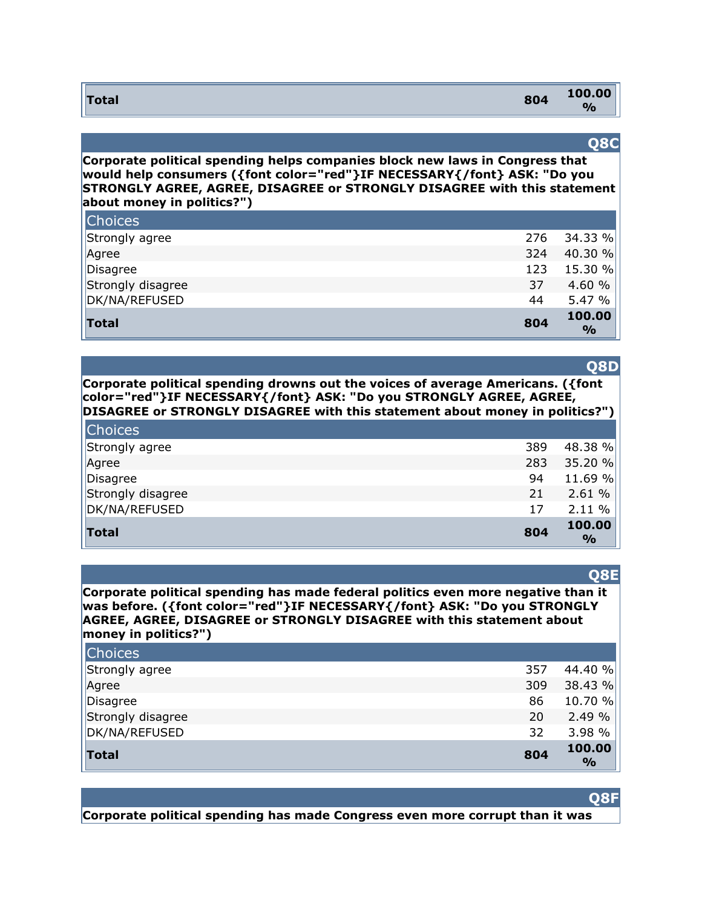| | | |
|---|---|---|
| **Total** | **804** | **100.00 %** |

## Q8C

**Corporate political spending helps companies block new laws in Congress that would help consumers ({font color="red"}IF NECESSARY{/font} ASK: "Do you STRONGLY AGREE, AGREE, DISAGREE or STRONGLY DISAGREE with this statement about money in politics?")**

| Choices | | |
|---|---|---|
| Strongly agree | 276 | 34.33 % |
| Agree | 324 | 40.30 % |
| Disagree | 123 | 15.30 % |
| Strongly disagree | 37 | 4.60 % |
| DK/NA/REFUSED | 44 | 5.47 % |
| **Total** | **804** | **100.00 %** |

## Q8D

**Corporate political spending drowns out the voices of average Americans. ({font color="red"}IF NECESSARY{/font} ASK: "Do you STRONGLY AGREE, AGREE, DISAGREE or STRONGLY DISAGREE with this statement about money in politics?")**

| Choices | | |
|---|---|---|
| Strongly agree | 389 | 48.38 % |
| Agree | 283 | 35.20 % |
| Disagree | 94 | 11.69 % |
| Strongly disagree | 21 | 2.61 % |
| DK/NA/REFUSED | 17 | 2.11 % |
| **Total** | **804** | **100.00 %** |

## Q8E

**Corporate political spending has made federal politics even more negative than it was before. ({font color="red"}IF NECESSARY{/font} ASK: "Do you STRONGLY AGREE, AGREE, DISAGREE or STRONGLY DISAGREE with this statement about money in politics?")**

| Choices | | |
|---|---|---|
| Strongly agree | 357 | 44.40 % |
| Agree | 309 | 38.43 % |
| Disagree | 86 | 10.70 % |
| Strongly disagree | 20 | 2.49 % |
| DK/NA/REFUSED | 32 | 3.98 % |
| **Total** | **804** | **100.00 %** |

## Q8F

**Corporate political spending has made Congress even more corrupt than it was**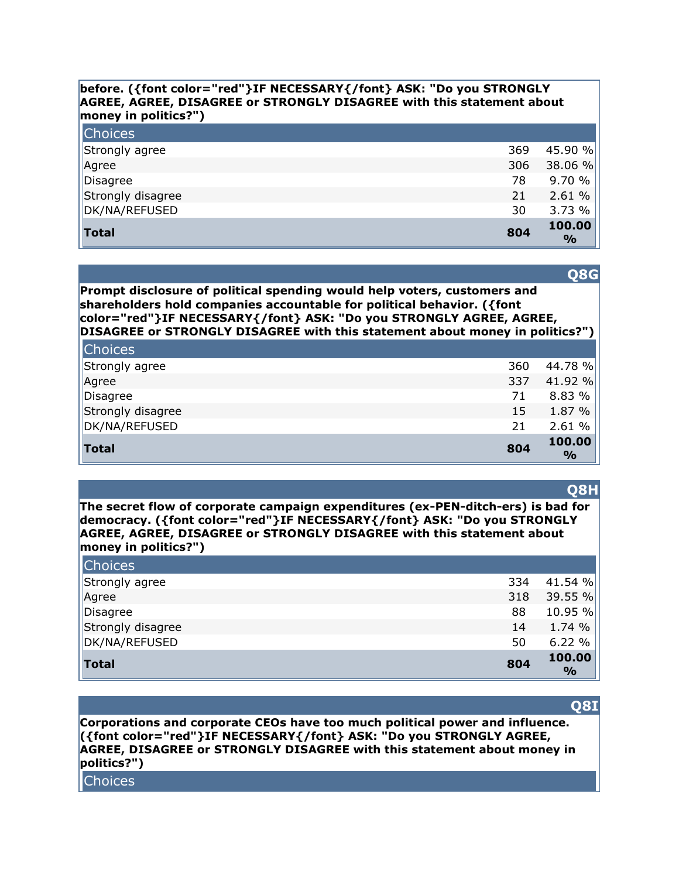**before. ({font color="red"}IF NECESSARY{/font} ASK: "Do you STRONGLY AGREE, AGREE, DISAGREE or STRONGLY DISAGREE with this statement about money in politics?")**

| Choices | | |
|---|---|---|
| Strongly agree | 369 | 45.90 % |
| Agree | 306 | 38.06 % |
| Disagree | 78 | 9.70 % |
| Strongly disagree | 21 | 2.61 % |
| DK/NA/REFUSED | 30 | 3.73 % |
| **Total** | **804** | **100.00 %** |

## Q8G

**Prompt disclosure of political spending would help voters, customers and shareholders hold companies accountable for political behavior. ({font color="red"}IF NECESSARY{/font} ASK: "Do you STRONGLY AGREE, AGREE, DISAGREE or STRONGLY DISAGREE with this statement about money in politics?")**

| Choices | | |
|---|---|---|
| Strongly agree | 360 | 44.78 % |
| Agree | 337 | 41.92 % |
| Disagree | 71 | 8.83 % |
| Strongly disagree | 15 | 1.87 % |
| DK/NA/REFUSED | 21 | 2.61 % |
| **Total** | **804** | **100.00 %** |

## Q8H

**The secret flow of corporate campaign expenditures (ex-PEN-ditch-ers) is bad for democracy. ({font color="red"}IF NECESSARY{/font} ASK: "Do you STRONGLY AGREE, AGREE, DISAGREE or STRONGLY DISAGREE with this statement about money in politics?")**

| Choices | | |
|---|---|---|
| Strongly agree | 334 | 41.54 % |
| Agree | 318 | 39.55 % |
| Disagree | 88 | 10.95 % |
| Strongly disagree | 14 | 1.74 % |
| DK/NA/REFUSED | 50 | 6.22 % |
| **Total** | **804** | **100.00 %** |

## Q8I

**Corporations and corporate CEOs have too much political power and influence. ({font color="red"}IF NECESSARY{/font} ASK: "Do you STRONGLY AGREE, AGREE, DISAGREE or STRONGLY DISAGREE with this statement about money in politics?")**

| Choices |
|---|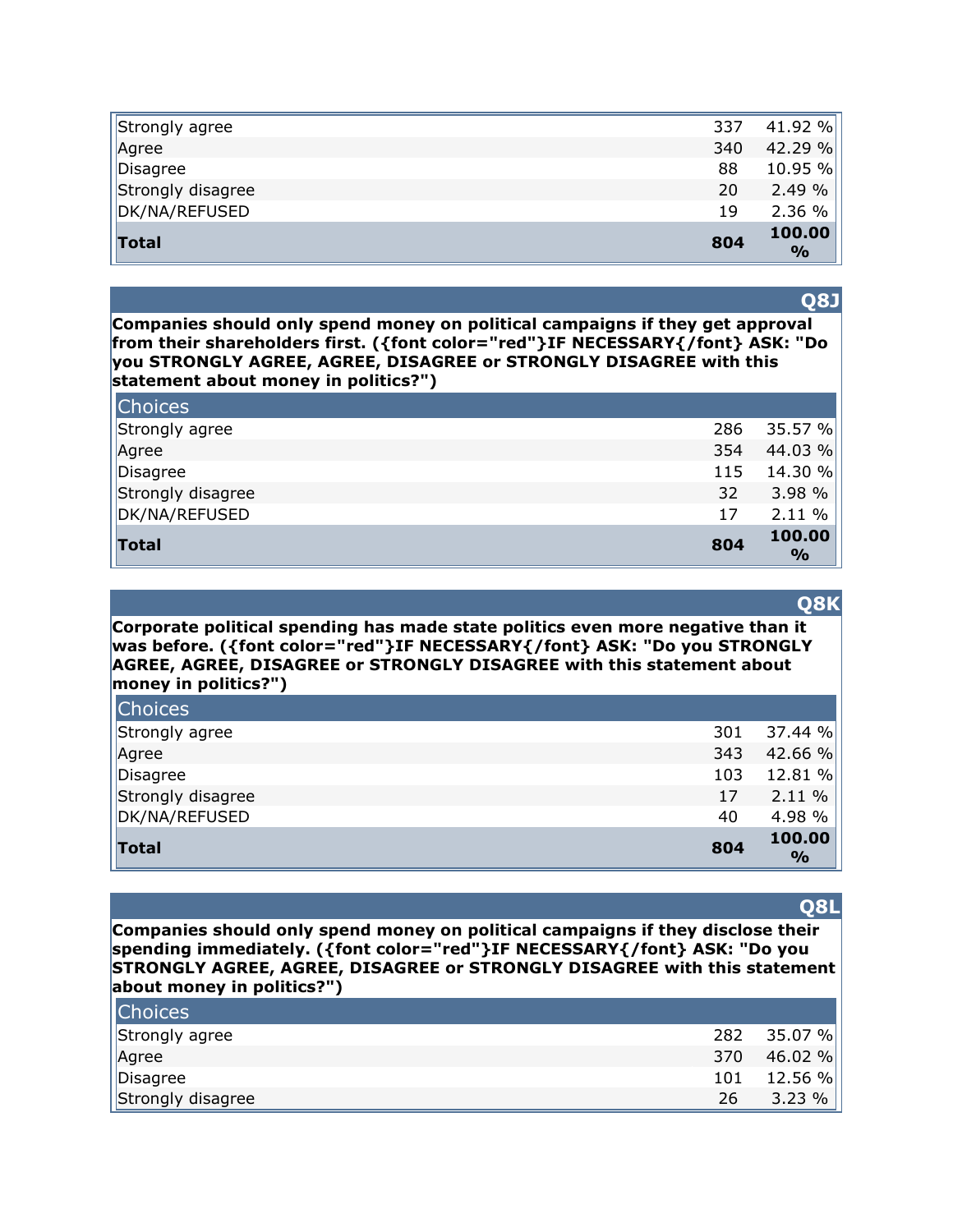| | | |
|---|---|---|
| Strongly agree | 337 | 41.92 % |
| Agree | 340 | 42.29 % |
| Disagree | 88 | 10.95 % |
| Strongly disagree | 20 | 2.49 % |
| DK/NA/REFUSED | 19 | 2.36 % |
| **Total** | **804** | **100.00 %** |

## Q8J

**Companies should only spend money on political campaigns if they get approval from their shareholders first. ({font color="red"}IF NECESSARY{/font} ASK: "Do you STRONGLY AGREE, AGREE, DISAGREE or STRONGLY DISAGREE with this statement about money in politics?")**

| Choices | | |
|---|---|---|
| Strongly agree | 286 | 35.57 % |
| Agree | 354 | 44.03 % |
| Disagree | 115 | 14.30 % |
| Strongly disagree | 32 | 3.98 % |
| DK/NA/REFUSED | 17 | 2.11 % |
| **Total** | **804** | **100.00 %** |

## Q8K

**Corporate political spending has made state politics even more negative than it was before. ({font color="red"}IF NECESSARY{/font} ASK: "Do you STRONGLY AGREE, AGREE, DISAGREE or STRONGLY DISAGREE with this statement about money in politics?")**

| Choices | | |
|---|---|---|
| Strongly agree | 301 | 37.44 % |
| Agree | 343 | 42.66 % |
| Disagree | 103 | 12.81 % |
| Strongly disagree | 17 | 2.11 % |
| DK/NA/REFUSED | 40 | 4.98 % |
| **Total** | **804** | **100.00 %** |

## Q8L

**Companies should only spend money on political campaigns if they disclose their spending immediately. ({font color="red"}IF NECESSARY{/font} ASK: "Do you STRONGLY AGREE, AGREE, DISAGREE or STRONGLY DISAGREE with this statement about money in politics?")**

| Choices | | |
|---|---|---|
| Strongly agree | 282 | 35.07 % |
| Agree | 370 | 46.02 % |
| Disagree | 101 | 12.56 % |
| Strongly disagree | 26 | 3.23 % |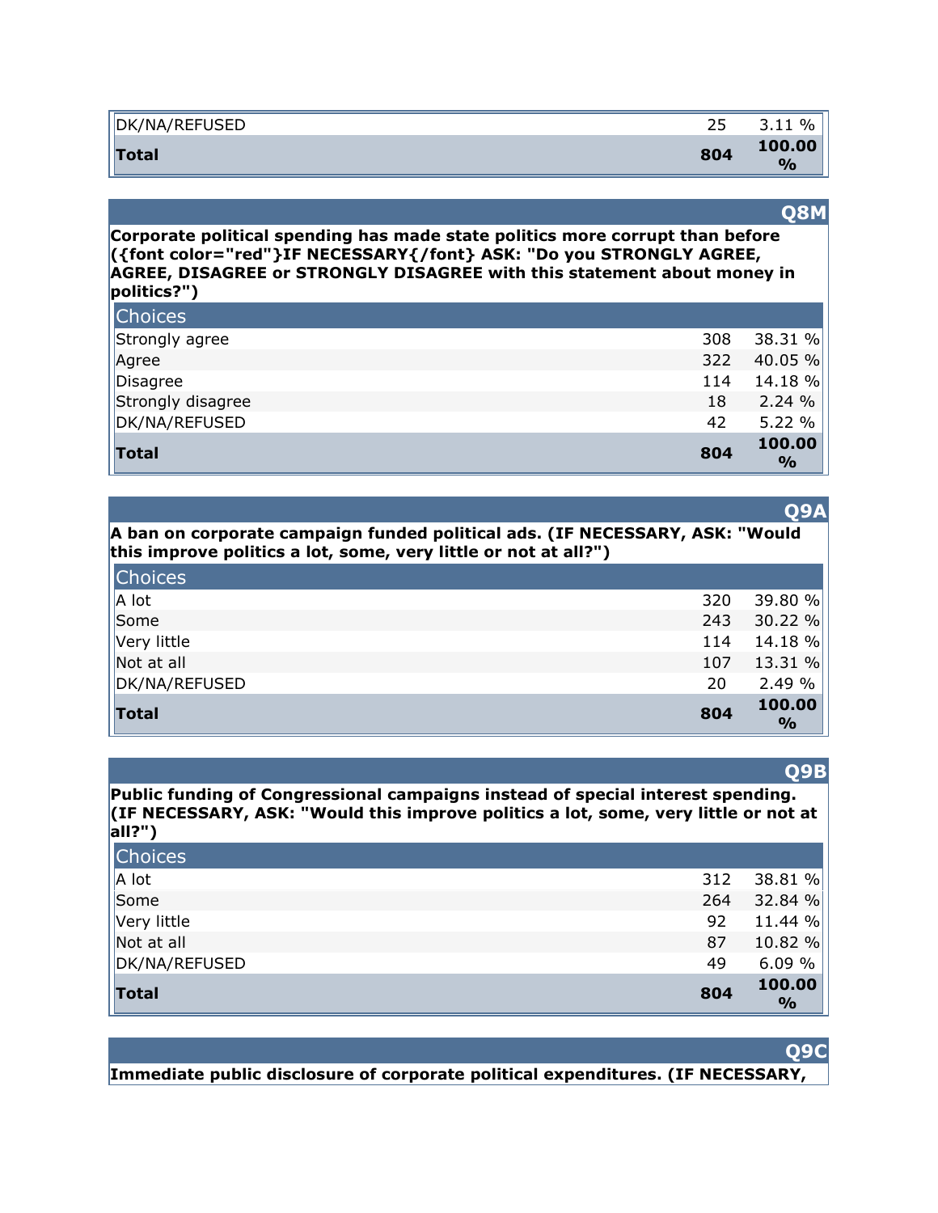| | | |
|---|---|---|
| DK/NA/REFUSED | 25 | 3.11 % |
| **Total** | **804** | **100.00 %** |

## Q8M

**Corporate political spending has made state politics more corrupt than before ({font color="red"}IF NECESSARY{/font} ASK: "Do you STRONGLY AGREE, AGREE, DISAGREE or STRONGLY DISAGREE with this statement about money in politics?")**

| Choices | | |
|---|---|---|
| Strongly agree | 308 | 38.31 % |
| Agree | 322 | 40.05 % |
| Disagree | 114 | 14.18 % |
| Strongly disagree | 18 | 2.24 % |
| DK/NA/REFUSED | 42 | 5.22 % |
| **Total** | **804** | **100.00 %** |

## Q9A

**A ban on corporate campaign funded political ads. (IF NECESSARY, ASK: "Would this improve politics a lot, some, very little or not at all?")**

| Choices | | |
|---|---|---|
| A lot | 320 | 39.80 % |
| Some | 243 | 30.22 % |
| Very little | 114 | 14.18 % |
| Not at all | 107 | 13.31 % |
| DK/NA/REFUSED | 20 | 2.49 % |
| **Total** | **804** | **100.00 %** |

## Q9B

**Public funding of Congressional campaigns instead of special interest spending. (IF NECESSARY, ASK: "Would this improve politics a lot, some, very little or not at all?")**

| Choices | | |
|---|---|---|
| A lot | 312 | 38.81 % |
| Some | 264 | 32.84 % |
| Very little | 92 | 11.44 % |
| Not at all | 87 | 10.82 % |
| DK/NA/REFUSED | 49 | 6.09 % |
| **Total** | **804** | **100.00 %** |

## Q9C

**Immediate public disclosure of corporate political expenditures. (IF NECESSARY,**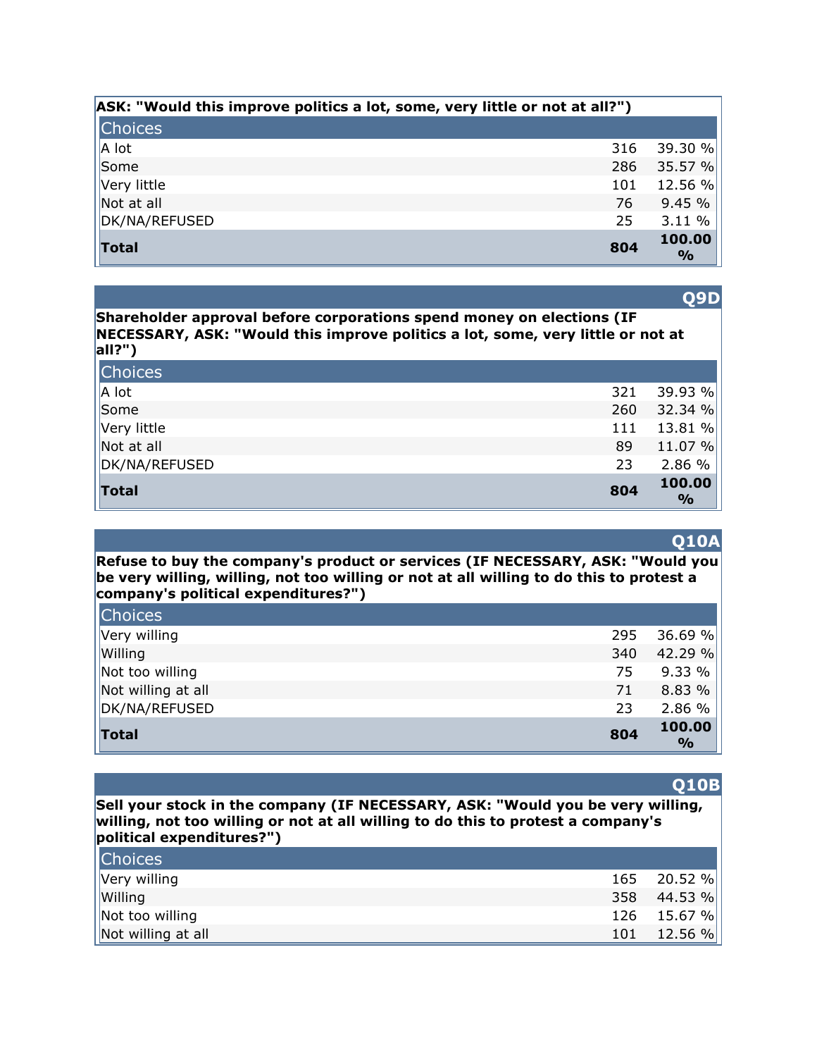**ASK: "Would this improve politics a lot, some, very little or not at all?")**

| Choices | | |
|---|---|---|
| A lot | 316 | 39.30 % |
| Some | 286 | 35.57 % |
| Very little | 101 | 12.56 % |
| Not at all | 76 | 9.45 % |
| DK/NA/REFUSED | 25 | 3.11 % |
| **Total** | **804** | **100.00 %** |

### Q9D

**Shareholder approval before corporations spend money on elections (IF NECESSARY, ASK: "Would this improve politics a lot, some, very little or not at all?")**

| Choices | | |
|---|---|---|
| A lot | 321 | 39.93 % |
| Some | 260 | 32.34 % |
| Very little | 111 | 13.81 % |
| Not at all | 89 | 11.07 % |
| DK/NA/REFUSED | 23 | 2.86 % |
| **Total** | **804** | **100.00 %** |

### Q10A

**Refuse to buy the company's product or services (IF NECESSARY, ASK: "Would you be very willing, willing, not too willing or not at all willing to do this to protest a company's political expenditures?")**

| Choices | | |
|---|---|---|
| Very willing | 295 | 36.69 % |
| Willing | 340 | 42.29 % |
| Not too willing | 75 | 9.33 % |
| Not willing at all | 71 | 8.83 % |
| DK/NA/REFUSED | 23 | 2.86 % |
| **Total** | **804** | **100.00 %** |

### Q10B

**Sell your stock in the company (IF NECESSARY, ASK: "Would you be very willing, willing, not too willing or not at all willing to do this to protest a company's political expenditures?")**

| Choices | | |
|---|---|---|
| Very willing | 165 | 20.52 % |
| Willing | 358 | 44.53 % |
| Not too willing | 126 | 15.67 % |
| Not willing at all | 101 | 12.56 % |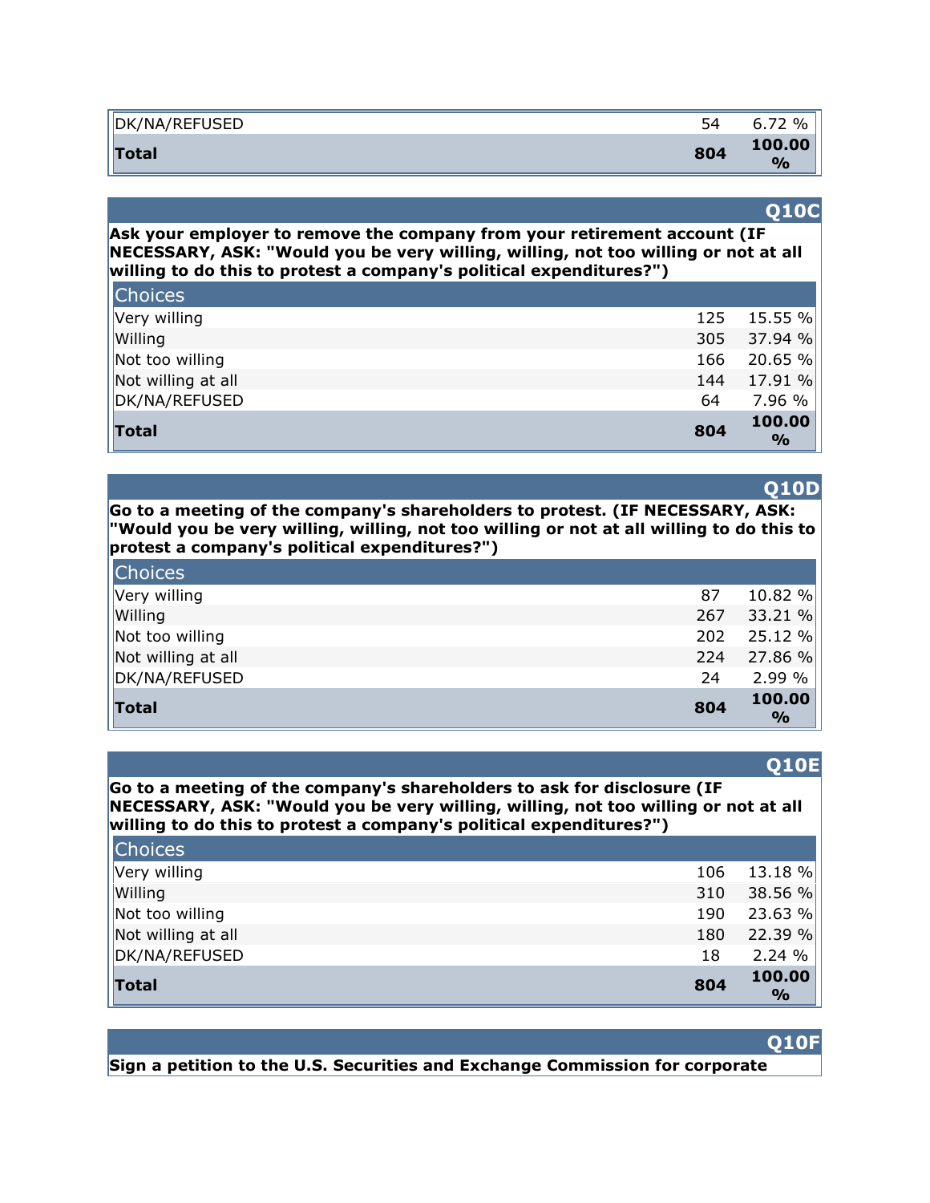| | | |
|---|---|---|
| DK/NA/REFUSED | 54 | 6.72 % |
| **Total** | **804** | **100.00 %** |

## Q10C

**Ask your employer to remove the company from your retirement account (IF NECESSARY, ASK: "Would you be very willing, willing, not too willing or not at all willing to do this to protest a company's political expenditures?")**

| Choices | | |
|---|---|---|
| Very willing | 125 | 15.55 % |
| Willing | 305 | 37.94 % |
| Not too willing | 166 | 20.65 % |
| Not willing at all | 144 | 17.91 % |
| DK/NA/REFUSED | 64 | 7.96 % |
| **Total** | **804** | **100.00 %** |

## Q10D

**Go to a meeting of the company's shareholders to protest. (IF NECESSARY, ASK: "Would you be very willing, willing, not too willing or not at all willing to do this to protest a company's political expenditures?")**

| Choices | | |
|---|---|---|
| Very willing | 87 | 10.82 % |
| Willing | 267 | 33.21 % |
| Not too willing | 202 | 25.12 % |
| Not willing at all | 224 | 27.86 % |
| DK/NA/REFUSED | 24 | 2.99 % |
| **Total** | **804** | **100.00 %** |

## Q10E

**Go to a meeting of the company's shareholders to ask for disclosure (IF NECESSARY, ASK: "Would you be very willing, willing, not too willing or not at all willing to do this to protest a company's political expenditures?")**

| Choices | | |
|---|---|---|
| Very willing | 106 | 13.18 % |
| Willing | 310 | 38.56 % |
| Not too willing | 190 | 23.63 % |
| Not willing at all | 180 | 22.39 % |
| DK/NA/REFUSED | 18 | 2.24 % |
| **Total** | **804** | **100.00 %** |

## Q10F

**Sign a petition to the U.S. Securities and Exchange Commission for corporate**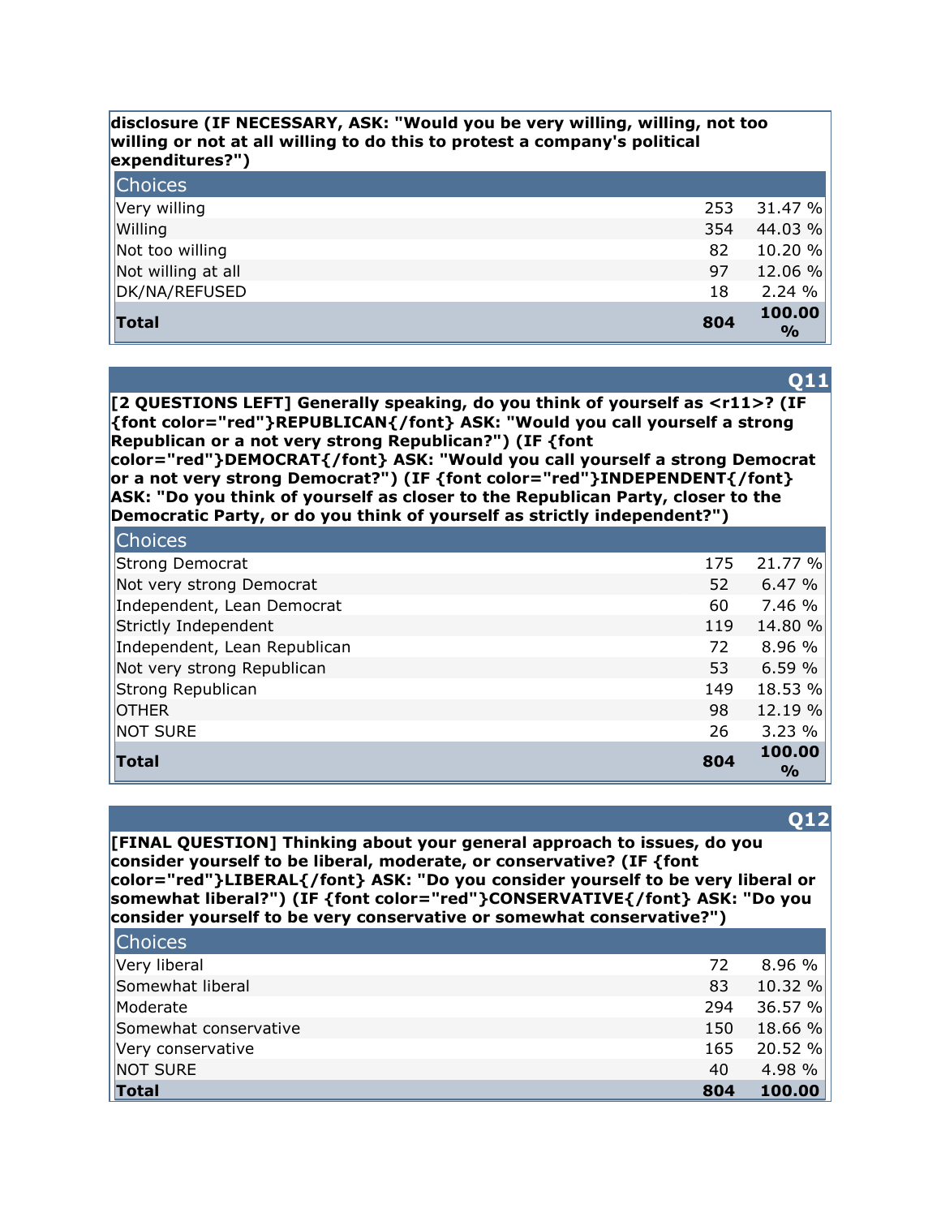**disclosure (IF NECESSARY, ASK: "Would you be very willing, willing, not too willing or not at all willing to do this to protest a company's political expenditures?")**

| Choices | | |
|---|---|---|
| Very willing | 253 | 31.47 % |
| Willing | 354 | 44.03 % |
| Not too willing | 82 | 10.20 % |
| Not willing at all | 97 | 12.06 % |
| DK/NA/REFUSED | 18 | 2.24 % |
| **Total** | **804** | **100.00 %** |

## Q11

**[2 QUESTIONS LEFT] Generally speaking, do you think of yourself as <r11>? (IF {font color="red"}REPUBLICAN{/font} ASK: "Would you call yourself a strong Republican or a not very strong Republican?") (IF {font color="red"}DEMOCRAT{/font} ASK: "Would you call yourself a strong Democrat or a not very strong Democrat?") (IF {font color="red"}INDEPENDENT{/font} ASK: "Do you think of yourself as closer to the Republican Party, closer to the Democratic Party, or do you think of yourself as strictly independent?")**

| Choices | | |
|---|---|---|
| Strong Democrat | 175 | 21.77 % |
| Not very strong Democrat | 52 | 6.47 % |
| Independent, Lean Democrat | 60 | 7.46 % |
| Strictly Independent | 119 | 14.80 % |
| Independent, Lean Republican | 72 | 8.96 % |
| Not very strong Republican | 53 | 6.59 % |
| Strong Republican | 149 | 18.53 % |
| OTHER | 98 | 12.19 % |
| NOT SURE | 26 | 3.23 % |
| **Total** | **804** | **100.00 %** |

## Q12

**[FINAL QUESTION] Thinking about your general approach to issues, do you consider yourself to be liberal, moderate, or conservative? (IF {font color="red"}LIBERAL{/font} ASK: "Do you consider yourself to be very liberal or somewhat liberal?") (IF {font color="red"}CONSERVATIVE{/font} ASK: "Do you consider yourself to be very conservative or somewhat conservative?")**

| Choices | | |
|---|---|---|
| Very liberal | 72 | 8.96 % |
| Somewhat liberal | 83 | 10.32 % |
| Moderate | 294 | 36.57 % |
| Somewhat conservative | 150 | 18.66 % |
| Very conservative | 165 | 20.52 % |
| NOT SURE | 40 | 4.98 % |
| **Total** | **804** | **100.00** |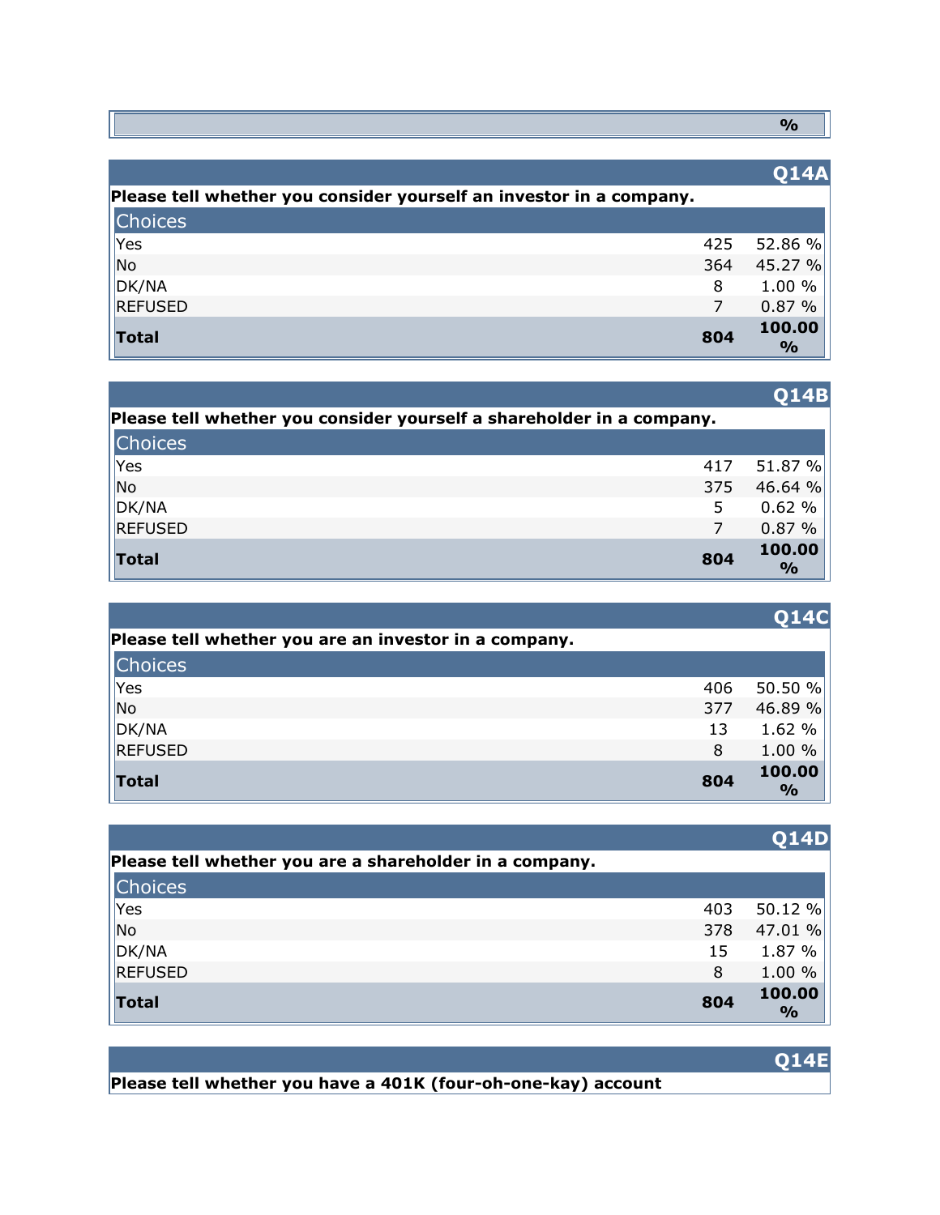| | % |
|---|---|

## Q14A

**Please tell whether you consider yourself an investor in a company.**

| Choices | | |
|---|---|---|
| Yes | 425 | 52.86 % |
| No | 364 | 45.27 % |
| DK/NA | 8 | 1.00 % |
| REFUSED | 7 | 0.87 % |
| **Total** | **804** | **100.00 %** |

## Q14B

**Please tell whether you consider yourself a shareholder in a company.**

| Choices | | |
|---|---|---|
| Yes | 417 | 51.87 % |
| No | 375 | 46.64 % |
| DK/NA | 5 | 0.62 % |
| REFUSED | 7 | 0.87 % |
| **Total** | **804** | **100.00 %** |

## Q14C

**Please tell whether you are an investor in a company.**

| Choices | | |
|---|---|---|
| Yes | 406 | 50.50 % |
| No | 377 | 46.89 % |
| DK/NA | 13 | 1.62 % |
| REFUSED | 8 | 1.00 % |
| **Total** | **804** | **100.00 %** |

## Q14D

**Please tell whether you are a shareholder in a company.**

| Choices | | |
|---|---|---|
| Yes | 403 | 50.12 % |
| No | 378 | 47.01 % |
| DK/NA | 15 | 1.87 % |
| REFUSED | 8 | 1.00 % |
| **Total** | **804** | **100.00 %** |

## Q14E

**Please tell whether you have a 401K (four-oh-one-kay) account**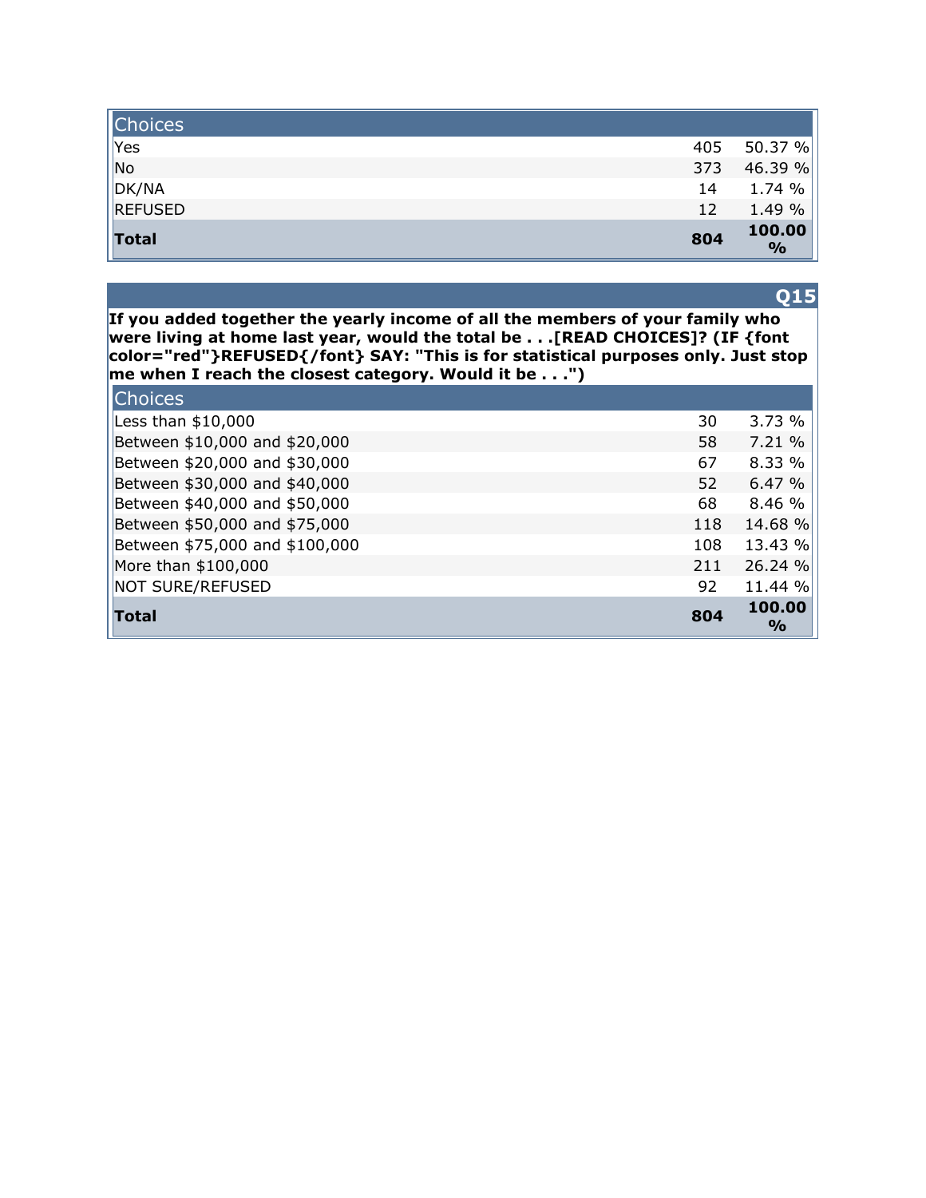| Choices | | |
|---|---|---|
| Yes | 405 | 50.37 % |
| No | 373 | 46.39 % |
| DK/NA | 14 | 1.74 % |
| REFUSED | 12 | 1.49 % |
| **Total** | **804** | **100.00 %** |

## Q15

**If you added together the yearly income of all the members of your family who were living at home last year, would the total be . . .[READ CHOICES]? (IF {font color="red"}REFUSED{/font} SAY: "This is for statistical purposes only. Just stop me when I reach the closest category. Would it be . . .")**

| Choices | | |
|---|---|---|
| Less than $10,000 | 30 | 3.73 % |
| Between $10,000 and $20,000 | 58 | 7.21 % |
| Between $20,000 and $30,000 | 67 | 8.33 % |
| Between $30,000 and $40,000 | 52 | 6.47 % |
| Between $40,000 and $50,000 | 68 | 8.46 % |
| Between $50,000 and $75,000 | 118 | 14.68 % |
| Between $75,000 and $100,000 | 108 | 13.43 % |
| More than $100,000 | 211 | 26.24 % |
| NOT SURE/REFUSED | 92 | 11.44 % |
| **Total** | **804** | **100.00 %** |